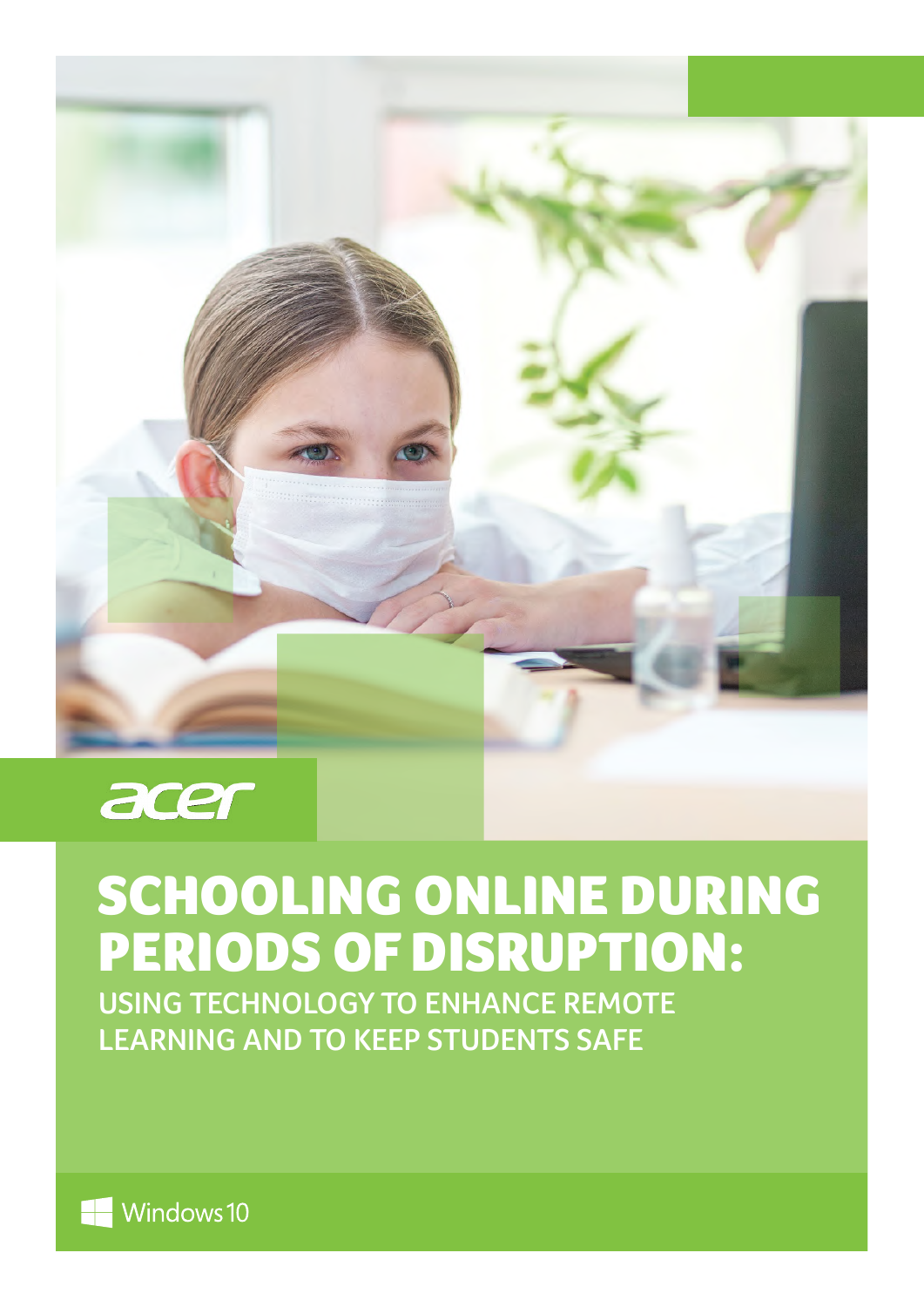acer

# SCHOOLING ONLINE DURING PERIODS OF DISRUPTION:

## USING TECHNOLOGY TO ENHANCE REMOTE LEARNING AND TO KEEP STUDENTS SAFE

Windows 10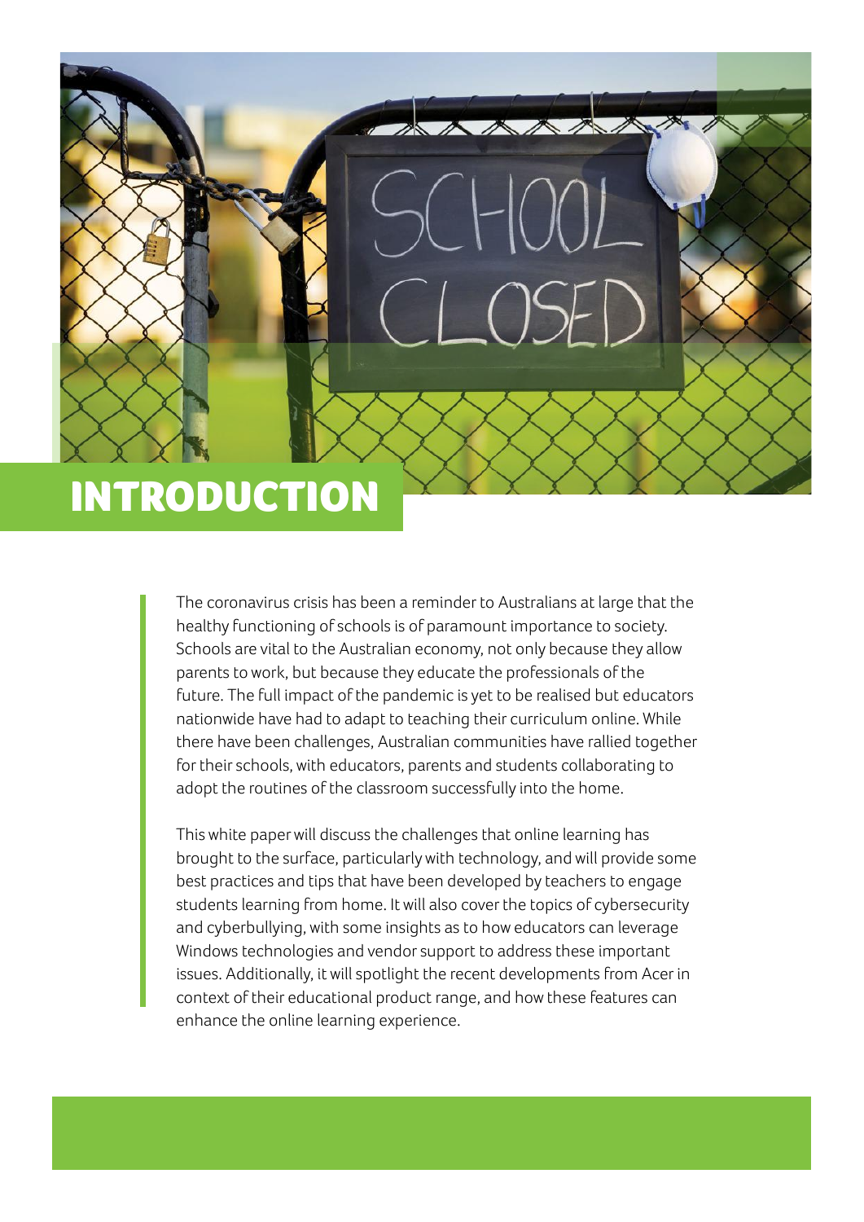# INTRODUCTION

The coronavirus crisis has been a reminder to Australians at large that the healthy functioning of schools is of paramount importance to society. Schools are vital to the Australian economy, not only because they allow parents to work, but because they educate the professionals of the future. The full impact of the pandemic is yet to be realised but educators nationwide have had to adapt to teaching their curriculum online. While there have been challenges, Australian communities have rallied together for their schools, with educators, parents and students collaborating to adopt the routines of the classroom successfully into the home.

This white paper will discuss the challenges that online learning has brought to the surface, particularly with technology, and will provide some best practices and tips that have been developed by teachers to engage students learning from home. It will also cover the topics of cybersecurity and cyberbullying, with some insights as to how educators can leverage Windows technologies and vendor support to address these important issues. Additionally, it will spotlight the recent developments from Acer in context of their educational product range, and how these features can enhance the online learning experience.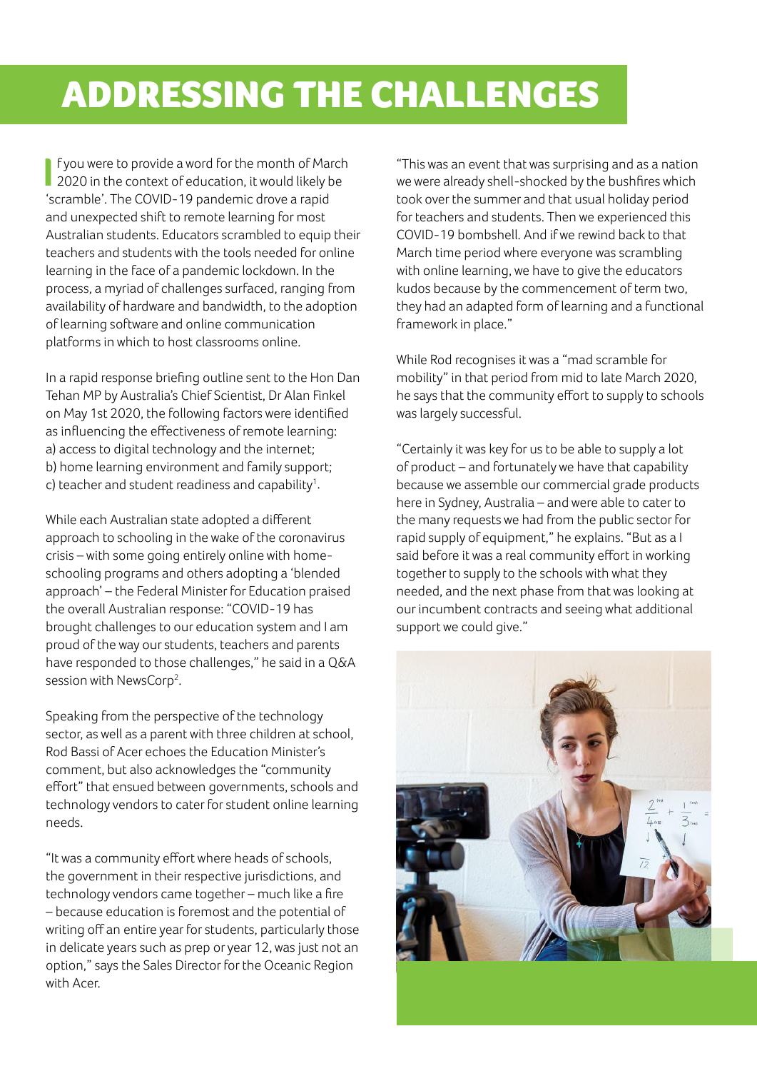# ADDRESSING THE CHALLENGES

If you were to provide a word for the month of March 2020 in the context of education, it would likely be 'scramble'. The COVID-19 pandemic drove a rapid and unexpected shift to remote learning for most Australian students. Educators scrambled to equip their teachers and students with the tools needed for online learning in the face of a pandemic lockdown. In the process, a myriad of challenges surfaced, ranging from availability of hardware and bandwidth, to the adoption of learning software and online communication platforms in which to host classrooms online.

In a rapid response briefing outline sent to the Hon Dan Tehan MP by Australia's Chief Scientist, Dr Alan Finkel on May 1st 2020, the following factors were identified as influencing the effectiveness of remote learning:
a) access to digital technology and the internet;
b) home learning environment and family support;
c) teacher and student readiness and capability[1].

While each Australian state adopted a different approach to schooling in the wake of the coronavirus crisis – with some going entirely online with home-schooling programs and others adopting a 'blended approach' – the Federal Minister for Education praised the overall Australian response: "COVID-19 has brought challenges to our education system and I am proud of the way our students, teachers and parents have responded to those challenges," he said in a Q&A session with NewsCorp[2].

Speaking from the perspective of the technology sector, as well as a parent with three children at school, Rod Bassi of Acer echoes the Education Minister's comment, but also acknowledges the "community effort" that ensued between governments, schools and technology vendors to cater for student online learning needs.

"It was a community effort where heads of schools, the government in their respective jurisdictions, and technology vendors came together – much like a fire – because education is foremost and the potential of writing off an entire year for students, particularly those in delicate years such as prep or year 12, was just not an option," says the Sales Director for the Oceanic Region with Acer.

"This was an event that was surprising and as a nation we were already shell-shocked by the bushfires which took over the summer and that usual holiday period for teachers and students. Then we experienced this COVID-19 bombshell. And if we rewind back to that March time period where everyone was scrambling with online learning, we have to give the educators kudos because by the commencement of term two, they had an adapted form of learning and a functional framework in place."

While Rod recognises it was a "mad scramble for mobility" in that period from mid to late March 2020, he says that the community effort to supply to schools was largely successful.

"Certainly it was key for us to be able to supply a lot of product – and fortunately we have that capability because we assemble our commercial grade products here in Sydney, Australia – and were able to cater to the many requests we had from the public sector for rapid supply of equipment," he explains. "But as a I said before it was a real community effort in working together to supply to the schools with what they needed, and the next phase from that was looking at our incumbent contracts and seeing what additional support we could give."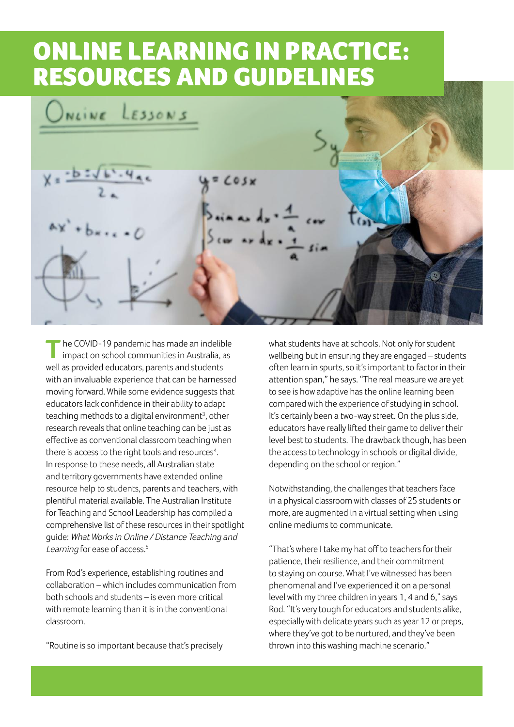# ONLINE LEARNING IN PRACTICE: RESOURCES AND GUIDELINES

The COVID-19 pandemic has made an indelible impact on school communities in Australia, as well as provided educators, parents and students with an invaluable experience that can be harnessed moving forward. While some evidence suggests that educators lack confidence in their ability to adapt teaching methods to a digital environment[3], other research reveals that online teaching can be just as effective as conventional classroom teaching when there is access to the right tools and resources[4]. In response to these needs, all Australian state and territory governments have extended online resource help to students, parents and teachers, with plentiful material available. The Australian Institute for Teaching and School Leadership has compiled a comprehensive list of these resources in their spotlight guide: *What Works in Online / Distance Teaching and Learning* for ease of access.[5]

From Rod's experience, establishing routines and collaboration – which includes communication from both schools and students – is even more critical with remote learning than it is in the conventional classroom.

"Routine is so important because that's precisely what students have at schools. Not only for student wellbeing but in ensuring they are engaged – students often learn in spurts, so it's important to factor in their attention span," he says. "The real measure we are yet to see is how adaptive has the online learning been compared with the experience of studying in school. It's certainly been a two-way street. On the plus side, educators have really lifted their game to deliver their level best to students. The drawback though, has been the access to technology in schools or digital divide, depending on the school or region."

Notwithstanding, the challenges that teachers face in a physical classroom with classes of 25 students or more, are augmented in a virtual setting when using online mediums to communicate.

"That's where I take my hat off to teachers for their patience, their resilience, and their commitment to staying on course. What I've witnessed has been phenomenal and I've experienced it on a personal level with my three children in years 1, 4 and 6," says Rod. "It's very tough for educators and students alike, especially with delicate years such as year 12 or preps, where they've got to be nurtured, and they've been thrown into this washing machine scenario."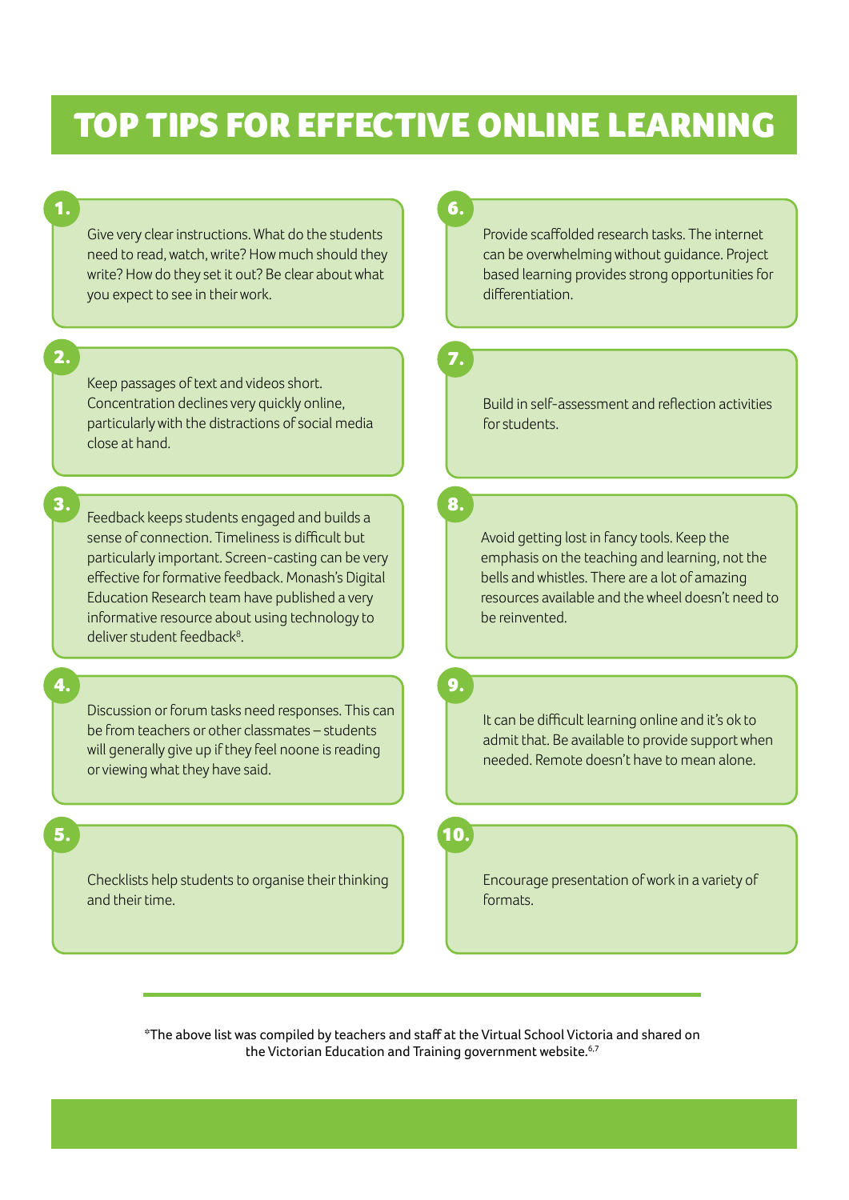# TOP TIPS FOR EFFECTIVE ONLINE LEARNING

1. Give very clear instructions. What do the students need to read, watch, write? How much should they write? How do they set it out? Be clear about what you expect to see in their work.

2. Keep passages of text and videos short. Concentration declines very quickly online, particularly with the distractions of social media close at hand.

3. Feedback keeps students engaged and builds a sense of connection. Timeliness is difficult but particularly important. Screen-casting can be very effective for formative feedback. Monash's Digital Education Research team have published a very informative resource about using technology to deliver student feedback[8].

4. Discussion or forum tasks need responses. This can be from teachers or other classmates – students will generally give up if they feel noone is reading or viewing what they have said.

5. Checklists help students to organise their thinking and their time.

6. Provide scaffolded research tasks. The internet can be overwhelming without guidance. Project based learning provides strong opportunities for differentiation.

7. Build in self-assessment and reflection activities for students.

8. Avoid getting lost in fancy tools. Keep the emphasis on the teaching and learning, not the bells and whistles. There are a lot of amazing resources available and the wheel doesn't need to be reinvented.

9. It can be difficult learning online and it's ok to admit that. Be available to provide support when needed. Remote doesn't have to mean alone.

10. Encourage presentation of work in a variety of formats.

---

*The above list was compiled by teachers and staff at the Virtual School Victoria and shared on the Victorian Education and Training government website.[6,7]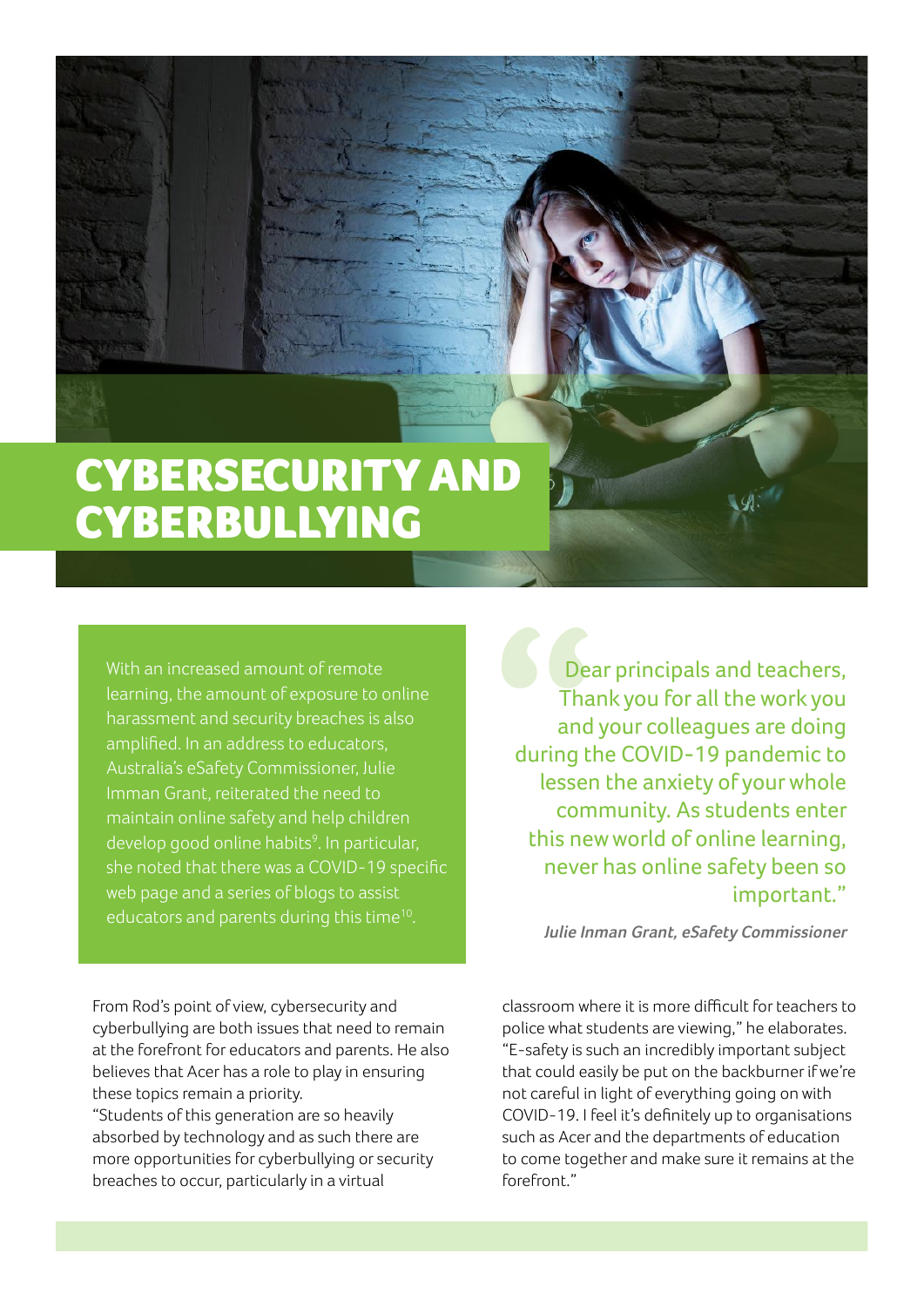# CYBERSECURITY AND CYBERBULLYING

With an increased amount of remote learning, the amount of exposure to online harassment and security breaches is also amplified. In an address to educators, Australia's eSafety Commissioner, Julie Imman Grant, reiterated the need to maintain online safety and help children develop good online habits[9]. In particular, she noted that there was a COVID-19 specific web page and a series of blogs to assist educators and parents during this time[10].

> "Dear principals and teachers, Thank you for all the work you and your colleagues are doing during the COVID-19 pandemic to lessen the anxiety of your whole community. As students enter this new world of online learning, never has online safety been so important."
>
> ***Julie Inman Grant, eSafety Commissioner***

From Rod's point of view, cybersecurity and cyberbullying are both issues that need to remain at the forefront for educators and parents. He also believes that Acer has a role to play in ensuring these topics remain a priority.

"Students of this generation are so heavily absorbed by technology and as such there are more opportunities for cyberbullying or security breaches to occur, particularly in a virtual classroom where it is more difficult for teachers to police what students are viewing," he elaborates. "E-safety is such an incredibly important subject that could easily be put on the backburner if we're not careful in light of everything going on with COVID-19. I feel it's definitely up to organisations such as Acer and the departments of education to come together and make sure it remains at the forefront."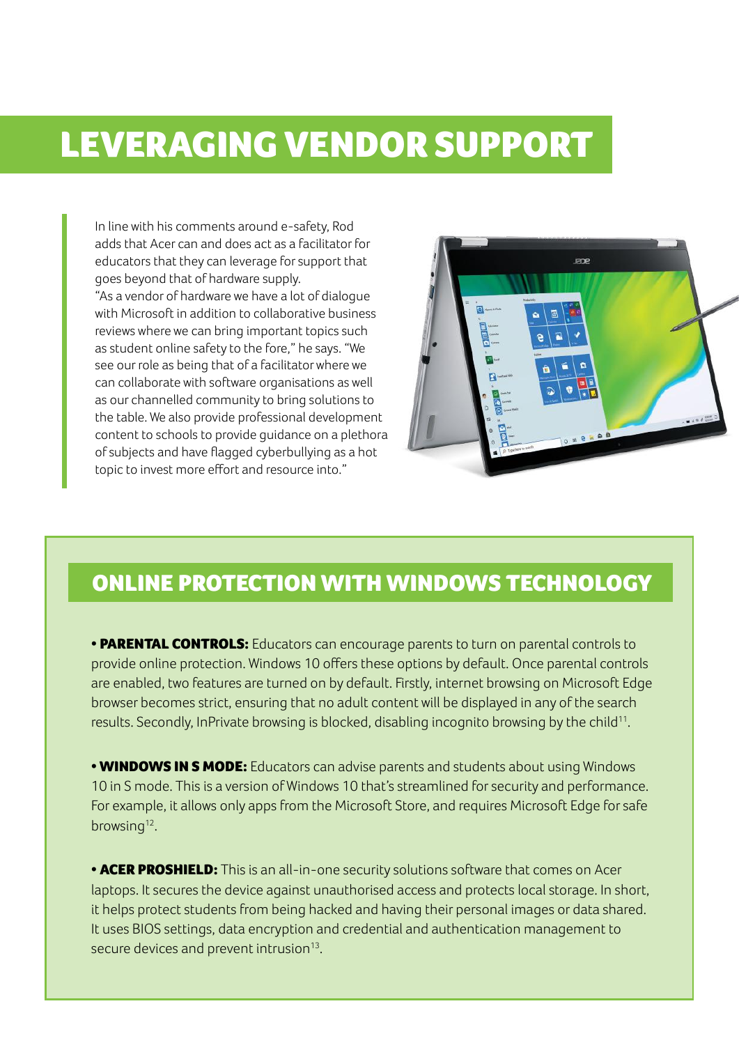# LEVERAGING VENDOR SUPPORT

In line with his comments around e-safety, Rod adds that Acer can and does act as a facilitator for educators that they can leverage for support that goes beyond that of hardware supply.

"As a vendor of hardware we have a lot of dialogue with Microsoft in addition to collaborative business reviews where we can bring important topics such as student online safety to the fore," he says. "We see our role as being that of a facilitator where we can collaborate with software organisations as well as our channelled community to bring solutions to the table. We also provide professional development content to schools to provide guidance on a plethora of subjects and have flagged cyberbullying as a hot topic to invest more effort and resource into."

## ONLINE PROTECTION WITH WINDOWS TECHNOLOGY

- **PARENTAL CONTROLS:** Educators can encourage parents to turn on parental controls to provide online protection. Windows 10 offers these options by default. Once parental controls are enabled, two features are turned on by default. Firstly, internet browsing on Microsoft Edge browser becomes strict, ensuring that no adult content will be displayed in any of the search results. Secondly, InPrivate browsing is blocked, disabling incognito browsing by the child[11].

- **WINDOWS IN S MODE:** Educators can advise parents and students about using Windows 10 in S mode. This is a version of Windows 10 that's streamlined for security and performance. For example, it allows only apps from the Microsoft Store, and requires Microsoft Edge for safe browsing[12].

- **ACER PROSHIELD:** This is an all-in-one security solutions software that comes on Acer laptops. It secures the device against unauthorised access and protects local storage. In short, it helps protect students from being hacked and having their personal images or data shared. It uses BIOS settings, data encryption and credential and authentication management to secure devices and prevent intrusion[13].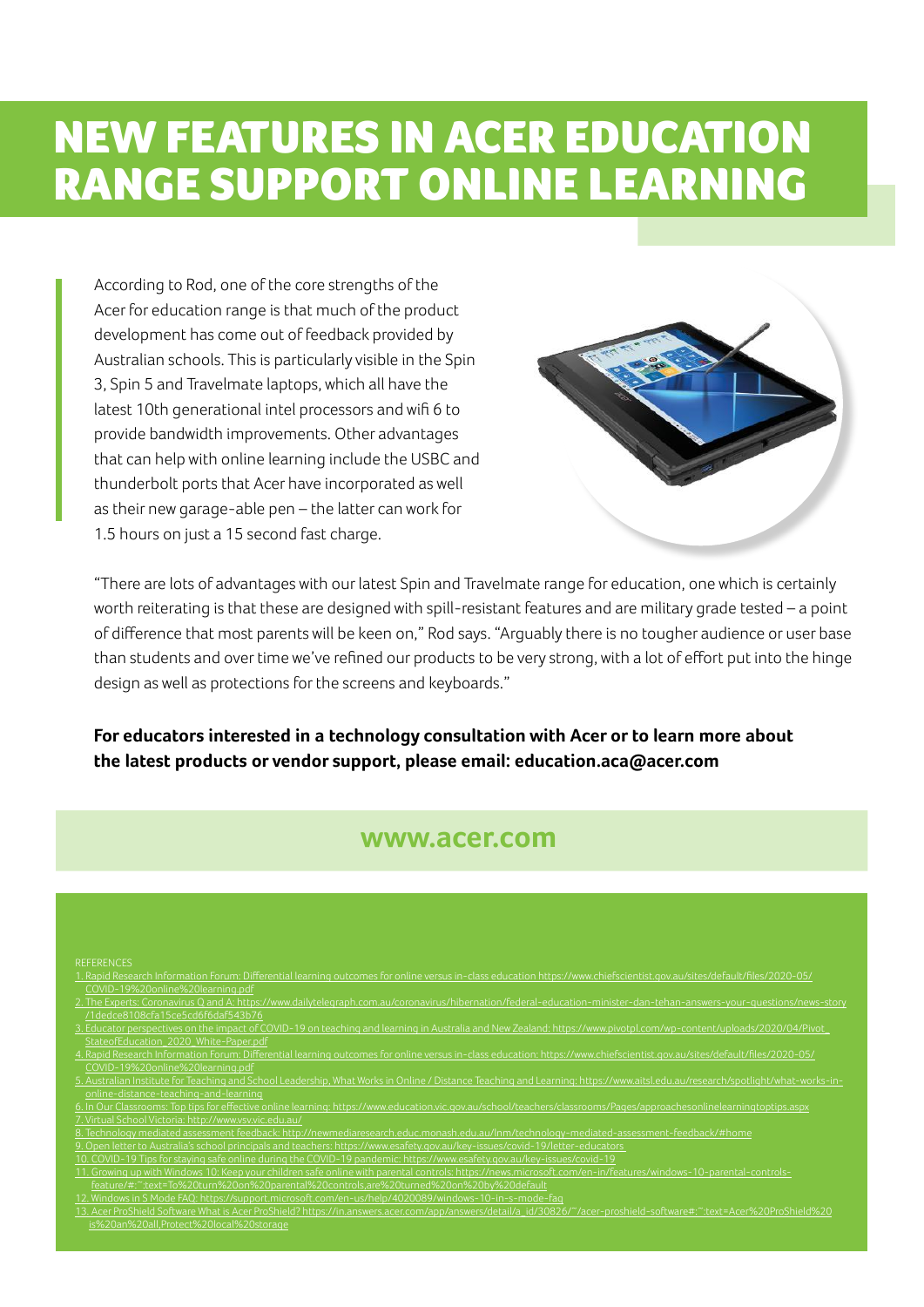# NEW FEATURES IN ACER EDUCATION RANGE SUPPORT ONLINE LEARNING

According to Rod, one of the core strengths of the Acer for education range is that much of the product development has come out of feedback provided by Australian schools. This is particularly visible in the Spin 3, Spin 5 and Travelmate laptops, which all have the latest 10th generational intel processors and wifi 6 to provide bandwidth improvements. Other advantages that can help with online learning include the USBC and thunderbolt ports that Acer have incorporated as well as their new garage-able pen – the latter can work for 1.5 hours on just a 15 second fast charge.

"There are lots of advantages with our latest Spin and Travelmate range for education, one which is certainly worth reiterating is that these are designed with spill-resistant features and are military grade tested – a point of difference that most parents will be keen on," Rod says. "Arguably there is no tougher audience or user base than students and over time we've refined our products to be very strong, with a lot of effort put into the hinge design as well as protections for the screens and keyboards."

**For educators interested in a technology consultation with Acer or to learn more about the latest products or vendor support, please email: education.aca@acer.com**

## www.acer.com

REFERENCES

1. Rapid Research Information Forum: Differential learning outcomes for online versus in-class education https://www.chiefscientist.gov.au/sites/default/files/2020-05/COVID-19%20online%20learning.pdf
2. The Experts: Coronavirus Q and A: https://www.dailytelegraph.com.au/coronavirus/hibernation/federal-education-minister-dan-tehan-answers-your-questions/news-story/1dedce8108cfa15ce5cd6f6daf543b76
3. Educator perspectives on the impact of COVID-19 on teaching and learning in Australia and New Zealand: https://www.pivotpl.com/wp-content/uploads/2020/04/Pivot_StateofEducation_2020_White-Paper.pdf
4. Rapid Research Information Forum: Differential learning outcomes for online versus in-class education: https://www.chiefscientist.gov.au/sites/default/files/2020-05/COVID-19%20online%20learning.pdf
5. Australian Institute for Teaching and School Leadership, What Works in Online / Distance Teaching and Learning: https://www.aitsl.edu.au/research/spotlight/what-works-in-online-distance-teaching-and-learning
6. In Our Classrooms: Top tips for effective online learning: https://www.education.vic.gov.au/school/teachers/classrooms/Pages/approachesonlinelearningtoptips.aspx
7. Virtual School Victoria: http://www.vsv.vic.edu.au/
8. Technology mediated assessment feedback: http://newmediaresearch.educ.monash.edu.au/lnm/technology-mediated-assessment-feedback/#home
9. Open letter to Australia's school principals and teachers: https://www.esafety.gov.au/key-issues/covid-19/letter-educators
10. COVID-19 Tips for staying safe online during the COVID-19 pandemic: https://www.esafety.gov.au/key-issues/covid-19
11. Growing up with Windows 10: Keep your children safe online with parental controls: https://news.microsoft.com/en-in/features/windows-10-parental-controls-feature/#:~:text=To%20turn%20on%20parental%20controls,are%20turned%20on%20by%20default
12. Windows in S Mode FAQ: https://support.microsoft.com/en-us/help/4020089/windows-10-in-s-mode-faq
13. Acer ProShield Software What is Acer ProShield? https://in.answers.acer.com/app/answers/detail/a_id/30826/~/acer-proshield-software#:~:text=Acer%20ProShield%20is%20an%20all,Protect%20local%20storage